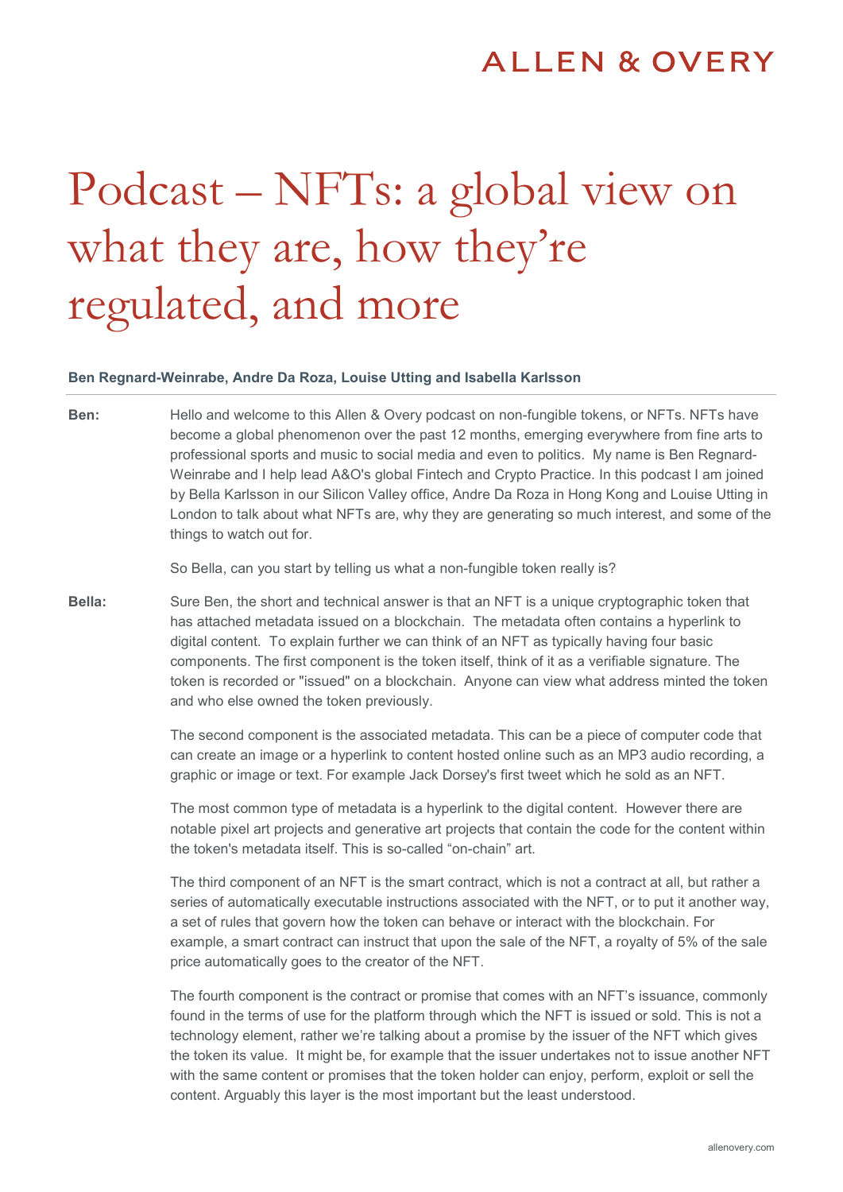# Podcast – NFTs: a global view on what they are, how they're regulated, and more

**Ben Regnard-Weinrabe, Andre Da Roza, Louise Utting and Isabella Karlsson**

**Ben:** Hello and welcome to this Allen & Overy podcast on non-fungible tokens, or NFTs. NFTs have become a global phenomenon over the past 12 months, emerging everywhere from fine arts to professional sports and music to social media and even to politics. My name is Ben Regnard-Weinrabe and I help lead A&O's global Fintech and Crypto Practice. In this podcast I am joined by Bella Karlsson in our Silicon Valley office, Andre Da Roza in Hong Kong and Louise Utting in London to talk about what NFTs are, why they are generating so much interest, and some of the things to watch out for.

So Bella, can you start by telling us what a non-fungible token really is?

**Bella:** Sure Ben, the short and technical answer is that an NFT is a unique cryptographic token that has attached metadata issued on a blockchain. The metadata often contains a hyperlink to digital content. To explain further we can think of an NFT as typically having four basic components. The first component is the token itself, think of it as a verifiable signature. The token is recorded or "issued" on a blockchain. Anyone can view what address minted the token and who else owned the token previously.

The second component is the associated metadata. This can be a piece of computer code that can create an image or a hyperlink to content hosted online such as an MP3 audio recording, a graphic or image or text. For example Jack Dorsey's first tweet which he sold as an NFT.

The most common type of metadata is a hyperlink to the digital content. However there are notable pixel art projects and generative art projects that contain the code for the content within the token's metadata itself. This is so-called "on-chain" art.

The third component of an NFT is the smart contract, which is not a contract at all, but rather a series of automatically executable instructions associated with the NFT, or to put it another way, a set of rules that govern how the token can behave or interact with the blockchain. For example, a smart contract can instruct that upon the sale of the NFT, a royalty of 5% of the sale price automatically goes to the creator of the NFT.

The fourth component is the contract or promise that comes with an NFT's issuance, commonly found in the terms of use for the platform through which the NFT is issued or sold. This is not a technology element, rather we're talking about a promise by the issuer of the NFT which gives the token its value. It might be, for example that the issuer undertakes not to issue another NFT with the same content or promises that the token holder can enjoy, perform, exploit or sell the content. Arguably this layer is the most important but the least understood.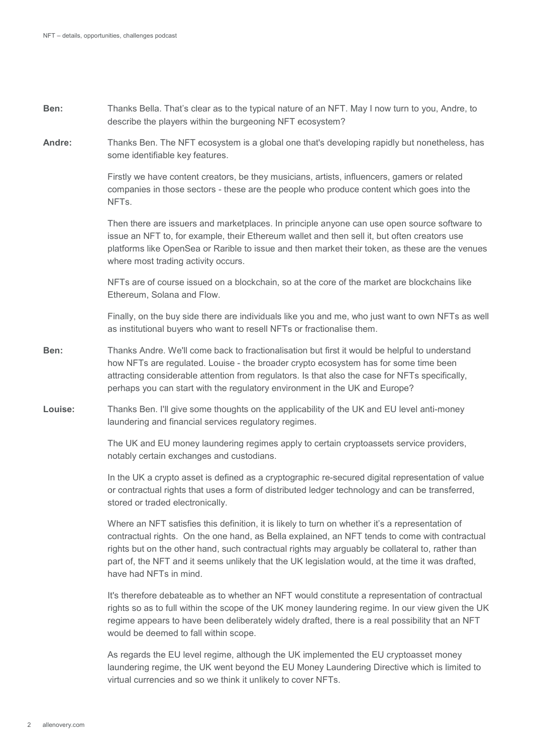**Ben:** Thanks Bella. That's clear as to the typical nature of an NFT. May I now turn to you, Andre, to describe the players within the burgeoning NFT ecosystem?

**Andre:** Thanks Ben. The NFT ecosystem is a global one that's developing rapidly but nonetheless, has some identifiable key features.

Firstly we have content creators, be they musicians, artists, influencers, gamers or related companies in those sectors - these are the people who produce content which goes into the NFTs.

Then there are issuers and marketplaces. In principle anyone can use open source software to issue an NFT to, for example, their Ethereum wallet and then sell it, but often creators use platforms like OpenSea or Rarible to issue and then market their token, as these are the venues where most trading activity occurs.

NFTs are of course issued on a blockchain, so at the core of the market are blockchains like Ethereum, Solana and Flow.

Finally, on the buy side there are individuals like you and me, who just want to own NFTs as well as institutional buyers who want to resell NFTs or fractionalise them.

**Ben:** Thanks Andre. We'll come back to fractionalisation but first it would be helpful to understand how NFTs are regulated. Louise - the broader crypto ecosystem has for some time been attracting considerable attention from regulators. Is that also the case for NFTs specifically, perhaps you can start with the regulatory environment in the UK and Europe?

**Louise:** Thanks Ben. I'll give some thoughts on the applicability of the UK and EU level anti-money laundering and financial services regulatory regimes.

The UK and EU money laundering regimes apply to certain cryptoassets service providers, notably certain exchanges and custodians.

In the UK a crypto asset is defined as a cryptographic re-secured digital representation of value or contractual rights that uses a form of distributed ledger technology and can be transferred, stored or traded electronically.

Where an NFT satisfies this definition, it is likely to turn on whether it's a representation of contractual rights. On the one hand, as Bella explained, an NFT tends to come with contractual rights but on the other hand, such contractual rights may arguably be collateral to, rather than part of, the NFT and it seems unlikely that the UK legislation would, at the time it was drafted, have had NFTs in mind.

It's therefore debateable as to whether an NFT would constitute a representation of contractual rights so as to full within the scope of the UK money laundering regime. In our view given the UK regime appears to have been deliberately widely drafted, there is a real possibility that an NFT would be deemed to fall within scope.

As regards the EU level regime, although the UK implemented the EU cryptoasset money laundering regime, the UK went beyond the EU Money Laundering Directive which is limited to virtual currencies and so we think it unlikely to cover NFTs.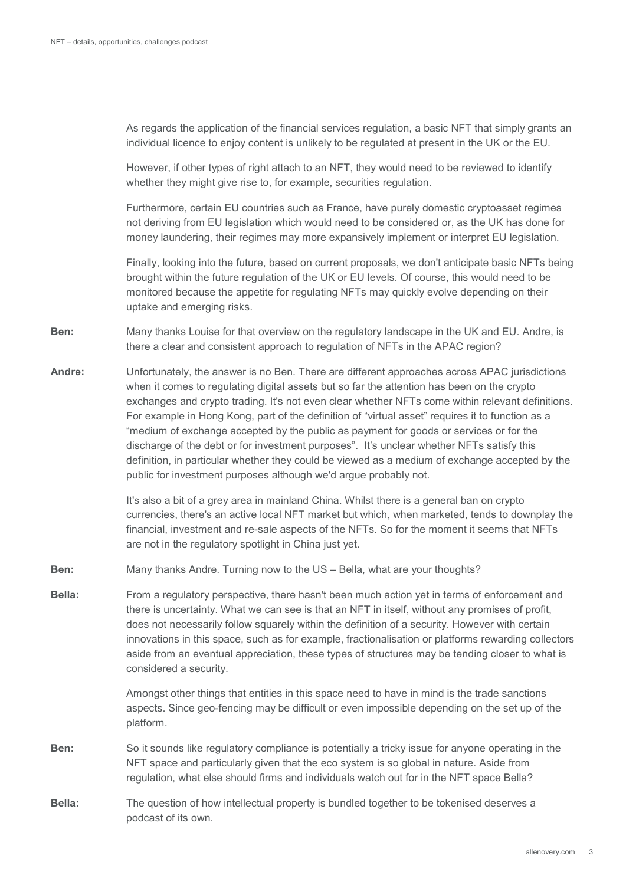As regards the application of the financial services regulation, a basic NFT that simply grants an individual licence to enjoy content is unlikely to be regulated at present in the UK or the EU.

However, if other types of right attach to an NFT, they would need to be reviewed to identify whether they might give rise to, for example, securities regulation.

Furthermore, certain EU countries such as France, have purely domestic cryptoasset regimes not deriving from EU legislation which would need to be considered or, as the UK has done for money laundering, their regimes may more expansively implement or interpret EU legislation.

Finally, looking into the future, based on current proposals, we don't anticipate basic NFTs being brought within the future regulation of the UK or EU levels. Of course, this would need to be monitored because the appetite for regulating NFTs may quickly evolve depending on their uptake and emerging risks.

**Ben:** Many thanks Louise for that overview on the regulatory landscape in the UK and EU. Andre, is there a clear and consistent approach to regulation of NFTs in the APAC region?

**Andre:** Unfortunately, the answer is no Ben. There are different approaches across APAC jurisdictions when it comes to regulating digital assets but so far the attention has been on the crypto exchanges and crypto trading. It's not even clear whether NFTs come within relevant definitions. For example in Hong Kong, part of the definition of "virtual asset" requires it to function as a "medium of exchange accepted by the public as payment for goods or services or for the discharge of the debt or for investment purposes". It's unclear whether NFTs satisfy this definition, in particular whether they could be viewed as a medium of exchange accepted by the public for investment purposes although we'd argue probably not.

It's also a bit of a grey area in mainland China. Whilst there is a general ban on crypto currencies, there's an active local NFT market but which, when marketed, tends to downplay the financial, investment and re-sale aspects of the NFTs. So for the moment it seems that NFTs are not in the regulatory spotlight in China just yet.

**Ben:** Many thanks Andre. Turning now to the US – Bella, what are your thoughts?

**Bella:** From a regulatory perspective, there hasn't been much action yet in terms of enforcement and there is uncertainty. What we can see is that an NFT in itself, without any promises of profit, does not necessarily follow squarely within the definition of a security. However with certain innovations in this space, such as for example, fractionalisation or platforms rewarding collectors aside from an eventual appreciation, these types of structures may be tending closer to what is considered a security.

Amongst other things that entities in this space need to have in mind is the trade sanctions aspects. Since geo-fencing may be difficult or even impossible depending on the set up of the platform.

**Ben:** So it sounds like regulatory compliance is potentially a tricky issue for anyone operating in the NFT space and particularly given that the eco system is so global in nature. Aside from regulation, what else should firms and individuals watch out for in the NFT space Bella?

**Bella:** The question of how intellectual property is bundled together to be tokenised deserves a podcast of its own.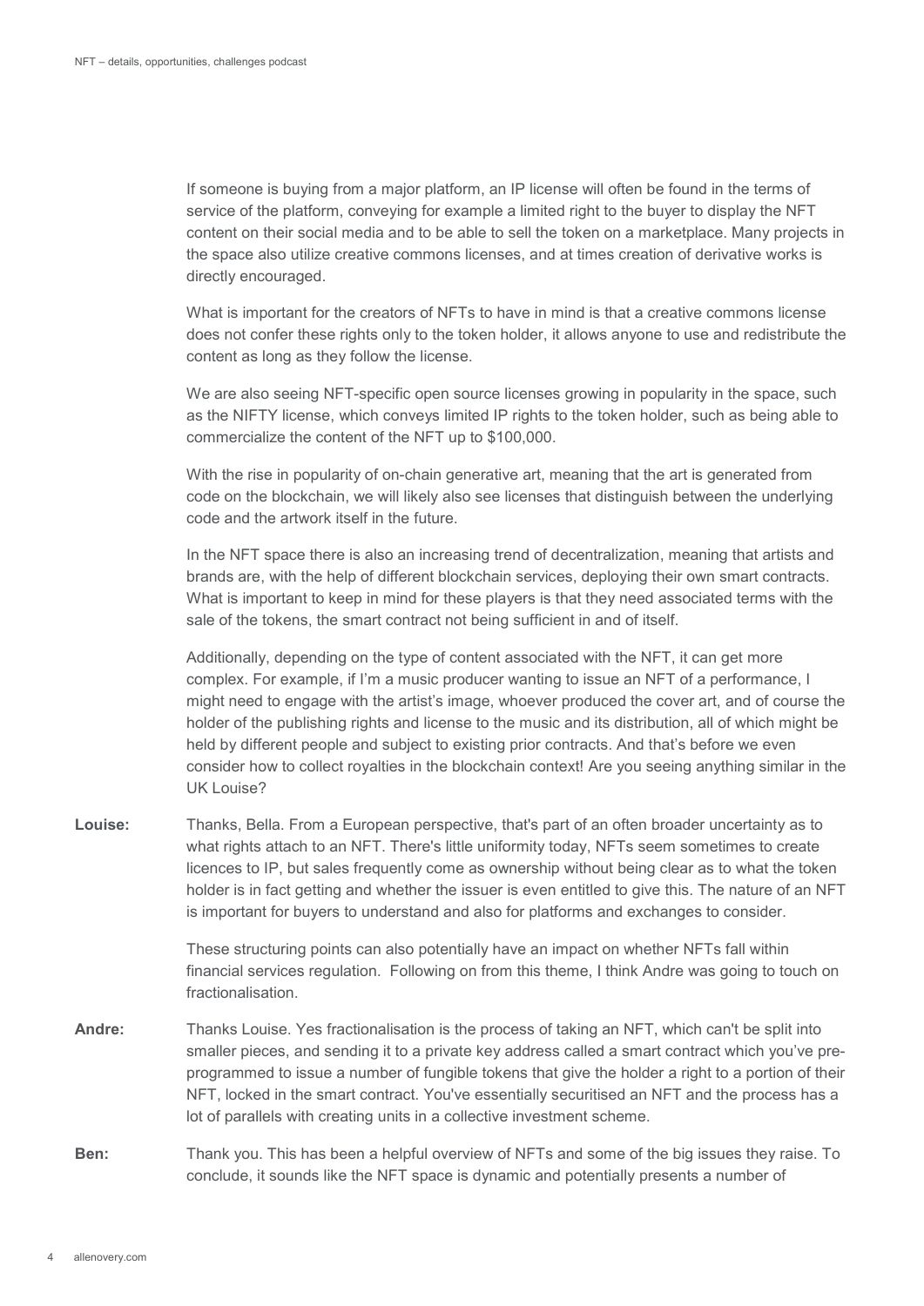If someone is buying from a major platform, an IP license will often be found in the terms of service of the platform, conveying for example a limited right to the buyer to display the NFT content on their social media and to be able to sell the token on a marketplace. Many projects in the space also utilize creative commons licenses, and at times creation of derivative works is directly encouraged.

What is important for the creators of NFTs to have in mind is that a creative commons license does not confer these rights only to the token holder, it allows anyone to use and redistribute the content as long as they follow the license.

We are also seeing NFT-specific open source licenses growing in popularity in the space, such as the NIFTY license, which conveys limited IP rights to the token holder, such as being able to commercialize the content of the NFT up to $100,000.

With the rise in popularity of on-chain generative art, meaning that the art is generated from code on the blockchain, we will likely also see licenses that distinguish between the underlying code and the artwork itself in the future.

In the NFT space there is also an increasing trend of decentralization, meaning that artists and brands are, with the help of different blockchain services, deploying their own smart contracts. What is important to keep in mind for these players is that they need associated terms with the sale of the tokens, the smart contract not being sufficient in and of itself.

Additionally, depending on the type of content associated with the NFT, it can get more complex. For example, if I'm a music producer wanting to issue an NFT of a performance, I might need to engage with the artist's image, whoever produced the cover art, and of course the holder of the publishing rights and license to the music and its distribution, all of which might be held by different people and subject to existing prior contracts. And that's before we even consider how to collect royalties in the blockchain context! Are you seeing anything similar in the UK Louise?

**Louise:** Thanks, Bella. From a European perspective, that's part of an often broader uncertainty as to what rights attach to an NFT. There's little uniformity today, NFTs seem sometimes to create licences to IP, but sales frequently come as ownership without being clear as to what the token holder is in fact getting and whether the issuer is even entitled to give this. The nature of an NFT is important for buyers to understand and also for platforms and exchanges to consider.

These structuring points can also potentially have an impact on whether NFTs fall within financial services regulation. Following on from this theme, I think Andre was going to touch on fractionalisation.

**Andre:** Thanks Louise. Yes fractionalisation is the process of taking an NFT, which can't be split into smaller pieces, and sending it to a private key address called a smart contract which you've pre-programmed to issue a number of fungible tokens that give the holder a right to a portion of their NFT, locked in the smart contract. You've essentially securitised an NFT and the process has a lot of parallels with creating units in a collective investment scheme.

**Ben:** Thank you. This has been a helpful overview of NFTs and some of the big issues they raise. To conclude, it sounds like the NFT space is dynamic and potentially presents a number of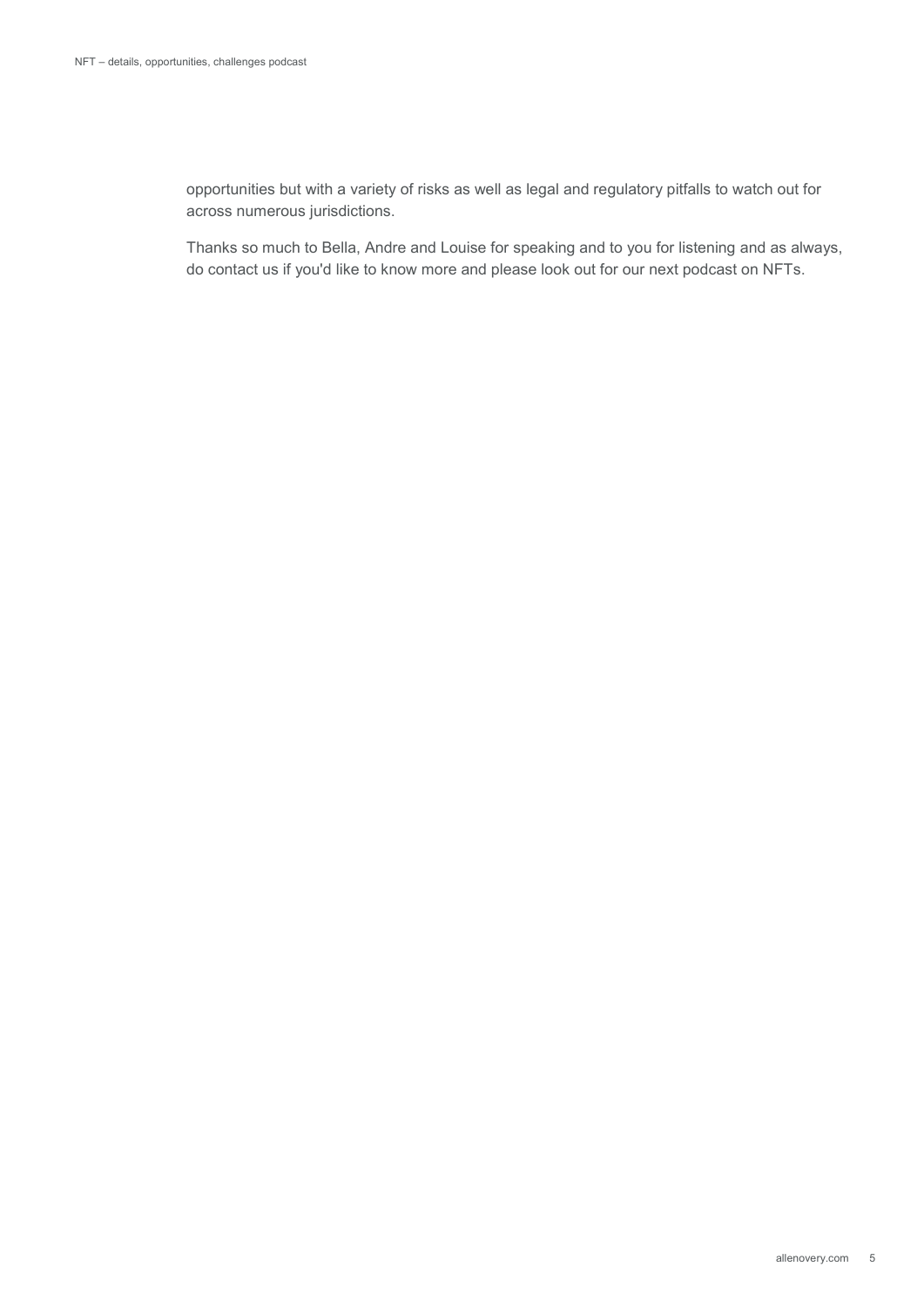opportunities but with a variety of risks as well as legal and regulatory pitfalls to watch out for across numerous jurisdictions.

Thanks so much to Bella, Andre and Louise for speaking and to you for listening and as always, do contact us if you'd like to know more and please look out for our next podcast on NFTs.